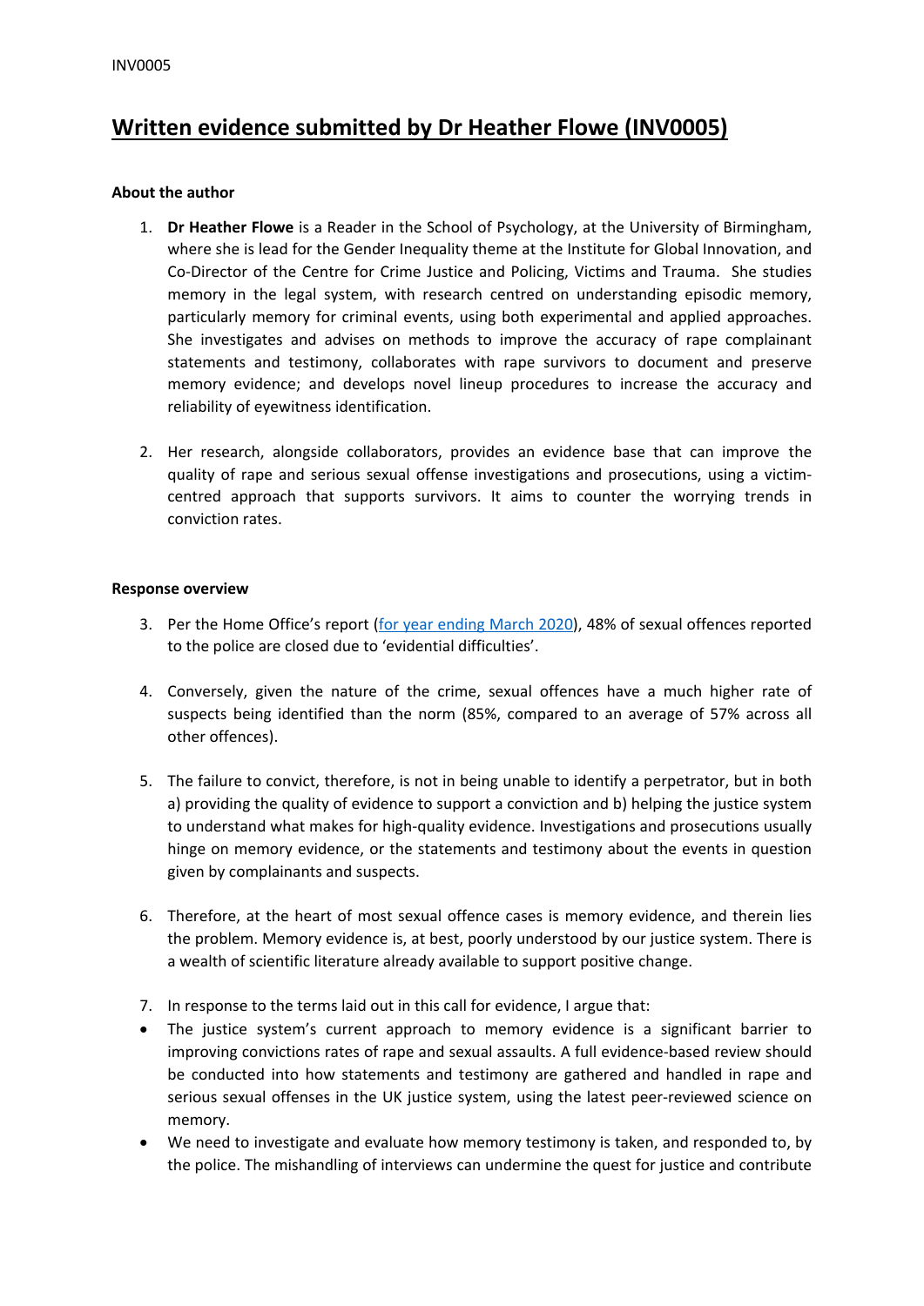# Written evidence submitted by Dr Heather Flowe (INV0005)

**About the author**

1. **Dr Heather Flowe** is a Reader in the School of Psychology, at the University of Birmingham, where she is lead for the Gender Inequality theme at the Institute for Global Innovation, and Co-Director of the Centre for Crime Justice and Policing, Victims and Trauma. She studies memory in the legal system, with research centred on understanding episodic memory, particularly memory for criminal events, using both experimental and applied approaches. She investigates and advises on methods to improve the accuracy of rape complainant statements and testimony, collaborates with rape survivors to document and preserve memory evidence; and develops novel lineup procedures to increase the accuracy and reliability of eyewitness identification.

2. Her research, alongside collaborators, provides an evidence base that can improve the quality of rape and serious sexual offense investigations and prosecutions, using a victim-centred approach that supports survivors. It aims to counter the worrying trends in conviction rates.

**Response overview**

3. Per the Home Office's report ([for year ending March 2020]()), 48% of sexual offences reported to the police are closed due to 'evidential difficulties'.

4. Conversely, given the nature of the crime, sexual offences have a much higher rate of suspects being identified than the norm (85%, compared to an average of 57% across all other offences).

5. The failure to convict, therefore, is not in being unable to identify a perpetrator, but in both a) providing the quality of evidence to support a conviction and b) helping the justice system to understand what makes for high-quality evidence. Investigations and prosecutions usually hinge on memory evidence, or the statements and testimony about the events in question given by complainants and suspects.

6. Therefore, at the heart of most sexual offence cases is memory evidence, and therein lies the problem. Memory evidence is, at best, poorly understood by our justice system. There is a wealth of scientific literature already available to support positive change.

7. In response to the terms laid out in this call for evidence, I argue that:

- The justice system's current approach to memory evidence is a significant barrier to improving convictions rates of rape and sexual assaults. A full evidence-based review should be conducted into how statements and testimony are gathered and handled in rape and serious sexual offenses in the UK justice system, using the latest peer-reviewed science on memory.
- We need to investigate and evaluate how memory testimony is taken, and responded to, by the police. The mishandling of interviews can undermine the quest for justice and contribute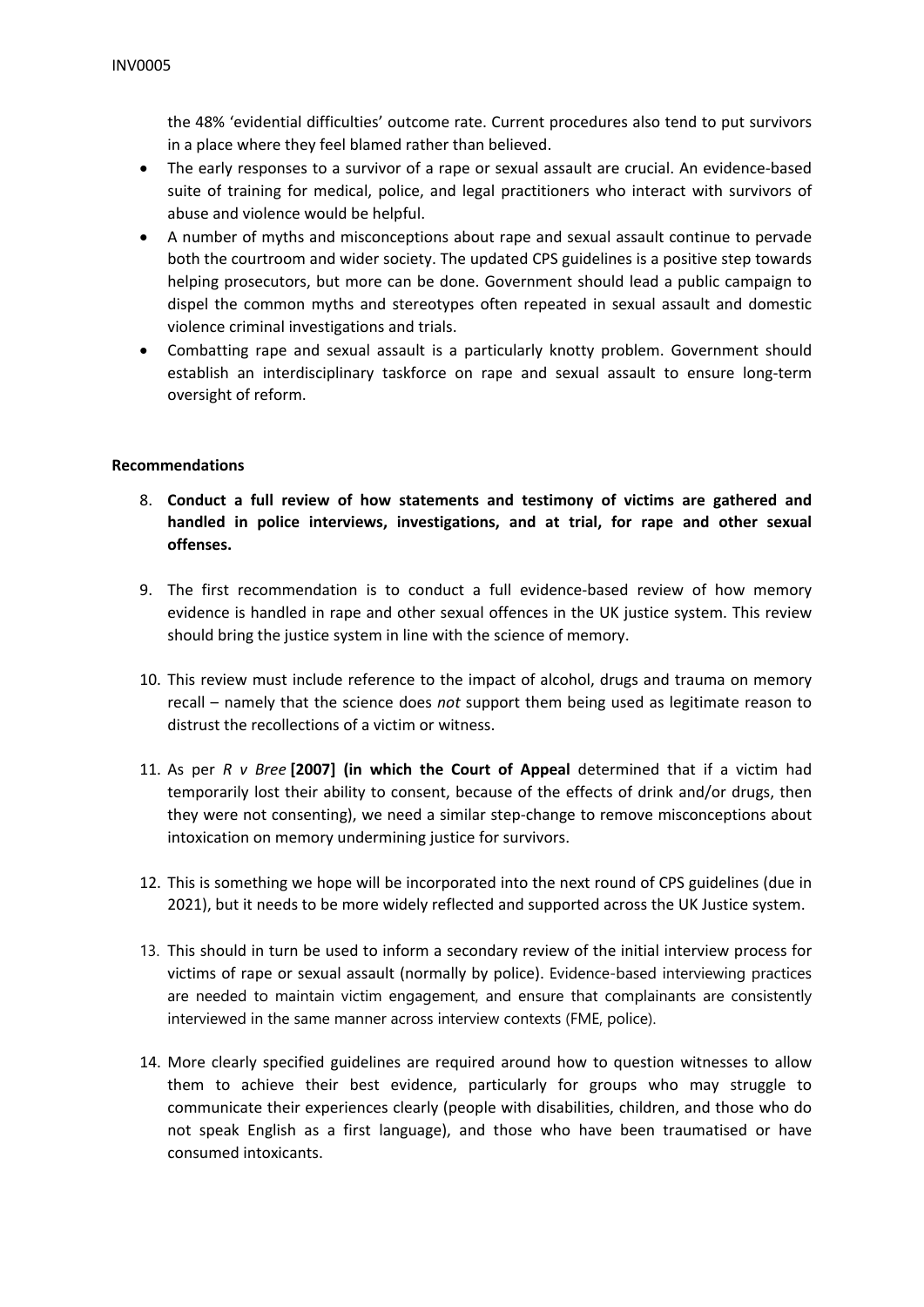the 48% 'evidential difficulties' outcome rate. Current procedures also tend to put survivors in a place where they feel blamed rather than believed.

- The early responses to a survivor of a rape or sexual assault are crucial. An evidence-based suite of training for medical, police, and legal practitioners who interact with survivors of abuse and violence would be helpful.
- A number of myths and misconceptions about rape and sexual assault continue to pervade both the courtroom and wider society. The updated CPS guidelines is a positive step towards helping prosecutors, but more can be done. Government should lead a public campaign to dispel the common myths and stereotypes often repeated in sexual assault and domestic violence criminal investigations and trials.
- Combatting rape and sexual assault is a particularly knotty problem. Government should establish an interdisciplinary taskforce on rape and sexual assault to ensure long-term oversight of reform.

**Recommendations**

8. **Conduct a full review of how statements and testimony of victims are gathered and handled in police interviews, investigations, and at trial, for rape and other sexual offenses.**

9. The first recommendation is to conduct a full evidence-based review of how memory evidence is handled in rape and other sexual offences in the UK justice system. This review should bring the justice system in line with the science of memory.

10. This review must include reference to the impact of alcohol, drugs and trauma on memory recall – namely that the science does *not* support them being used as legitimate reason to distrust the recollections of a victim or witness.

11. As per *R v Bree* **[2007] (in which the Court of Appeal** determined that if a victim had temporarily lost their ability to consent, because of the effects of drink and/or drugs, then they were not consenting), we need a similar step-change to remove misconceptions about intoxication on memory undermining justice for survivors.

12. This is something we hope will be incorporated into the next round of CPS guidelines (due in 2021), but it needs to be more widely reflected and supported across the UK Justice system.

13. This should in turn be used to inform a secondary review of the initial interview process for victims of rape or sexual assault (normally by police). Evidence-based interviewing practices are needed to maintain victim engagement, and ensure that complainants are consistently interviewed in the same manner across interview contexts (FME, police).

14. More clearly specified guidelines are required around how to question witnesses to allow them to achieve their best evidence, particularly for groups who may struggle to communicate their experiences clearly (people with disabilities, children, and those who do not speak English as a first language), and those who have been traumatised or have consumed intoxicants.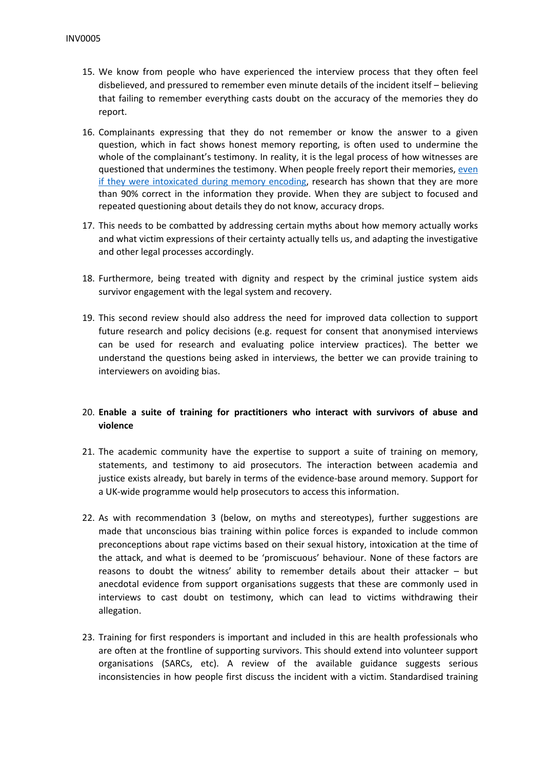15. We know from people who have experienced the interview process that they often feel disbelieved, and pressured to remember even minute details of the incident itself – believing that failing to remember everything casts doubt on the accuracy of the memories they do report.

16. Complainants expressing that they do not remember or know the answer to a given question, which in fact shows honest memory reporting, is often used to undermine the whole of the complainant's testimony. In reality, it is the legal process of how witnesses are questioned that undermines the testimony. When people freely report their memories, even if they were intoxicated during memory encoding, research has shown that they are more than 90% correct in the information they provide. When they are subject to focused and repeated questioning about details they do not know, accuracy drops.

17. This needs to be combatted by addressing certain myths about how memory actually works and what victim expressions of their certainty actually tells us, and adapting the investigative and other legal processes accordingly.

18. Furthermore, being treated with dignity and respect by the criminal justice system aids survivor engagement with the legal system and recovery.

19. This second review should also address the need for improved data collection to support future research and policy decisions (e.g. request for consent that anonymised interviews can be used for research and evaluating police interview practices). The better we understand the questions being asked in interviews, the better we can provide training to interviewers on avoiding bias.

20. **Enable a suite of training for practitioners who interact with survivors of abuse and violence**

21. The academic community have the expertise to support a suite of training on memory, statements, and testimony to aid prosecutors. The interaction between academia and justice exists already, but barely in terms of the evidence-base around memory. Support for a UK-wide programme would help prosecutors to access this information.

22. As with recommendation 3 (below, on myths and stereotypes), further suggestions are made that unconscious bias training within police forces is expanded to include common preconceptions about rape victims based on their sexual history, intoxication at the time of the attack, and what is deemed to be 'promiscuous' behaviour. None of these factors are reasons to doubt the witness' ability to remember details about their attacker – but anecdotal evidence from support organisations suggests that these are commonly used in interviews to cast doubt on testimony, which can lead to victims withdrawing their allegation.

23. Training for first responders is important and included in this are health professionals who are often at the frontline of supporting survivors. This should extend into volunteer support organisations (SARCs, etc). A review of the available guidance suggests serious inconsistencies in how people first discuss the incident with a victim. Standardised training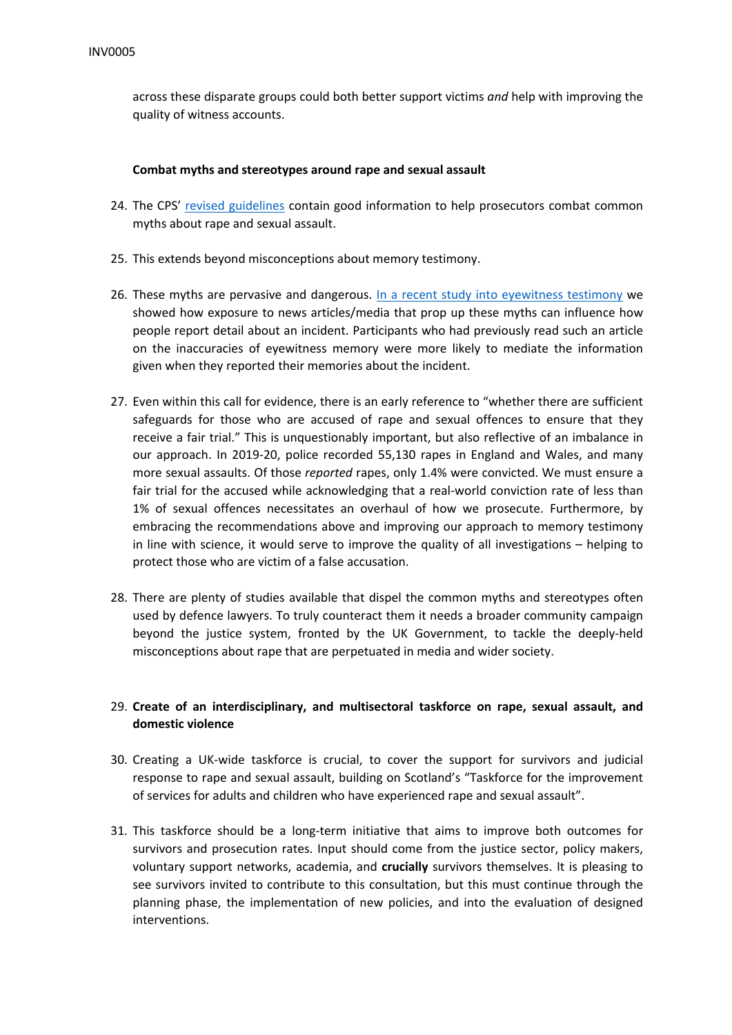across these disparate groups could both better support victims *and* help with improving the quality of witness accounts.

**Combat myths and stereotypes around rape and sexual assault**

24. The CPS' revised guidelines contain good information to help prosecutors combat common myths about rape and sexual assault.

25. This extends beyond misconceptions about memory testimony.

26. These myths are pervasive and dangerous. In a recent study into eyewitness testimony we showed how exposure to news articles/media that prop up these myths can influence how people report detail about an incident. Participants who had previously read such an article on the inaccuracies of eyewitness memory were more likely to mediate the information given when they reported their memories about the incident.

27. Even within this call for evidence, there is an early reference to "whether there are sufficient safeguards for those who are accused of rape and sexual offences to ensure that they receive a fair trial." This is unquestionably important, but also reflective of an imbalance in our approach. In 2019-20, police recorded 55,130 rapes in England and Wales, and many more sexual assaults. Of those *reported* rapes, only 1.4% were convicted. We must ensure a fair trial for the accused while acknowledging that a real-world conviction rate of less than 1% of sexual offences necessitates an overhaul of how we prosecute. Furthermore, by embracing the recommendations above and improving our approach to memory testimony in line with science, it would serve to improve the quality of all investigations – helping to protect those who are victim of a false accusation.

28. There are plenty of studies available that dispel the common myths and stereotypes often used by defence lawyers. To truly counteract them it needs a broader community campaign beyond the justice system, fronted by the UK Government, to tackle the deeply-held misconceptions about rape that are perpetuated in media and wider society.

29. **Create of an interdisciplinary, and multisectoral taskforce on rape, sexual assault, and domestic violence**

30. Creating a UK-wide taskforce is crucial, to cover the support for survivors and judicial response to rape and sexual assault, building on Scotland's "Taskforce for the improvement of services for adults and children who have experienced rape and sexual assault".

31. This taskforce should be a long-term initiative that aims to improve both outcomes for survivors and prosecution rates. Input should come from the justice sector, policy makers, voluntary support networks, academia, and **crucially** survivors themselves. It is pleasing to see survivors invited to contribute to this consultation, but this must continue through the planning phase, the implementation of new policies, and into the evaluation of designed interventions.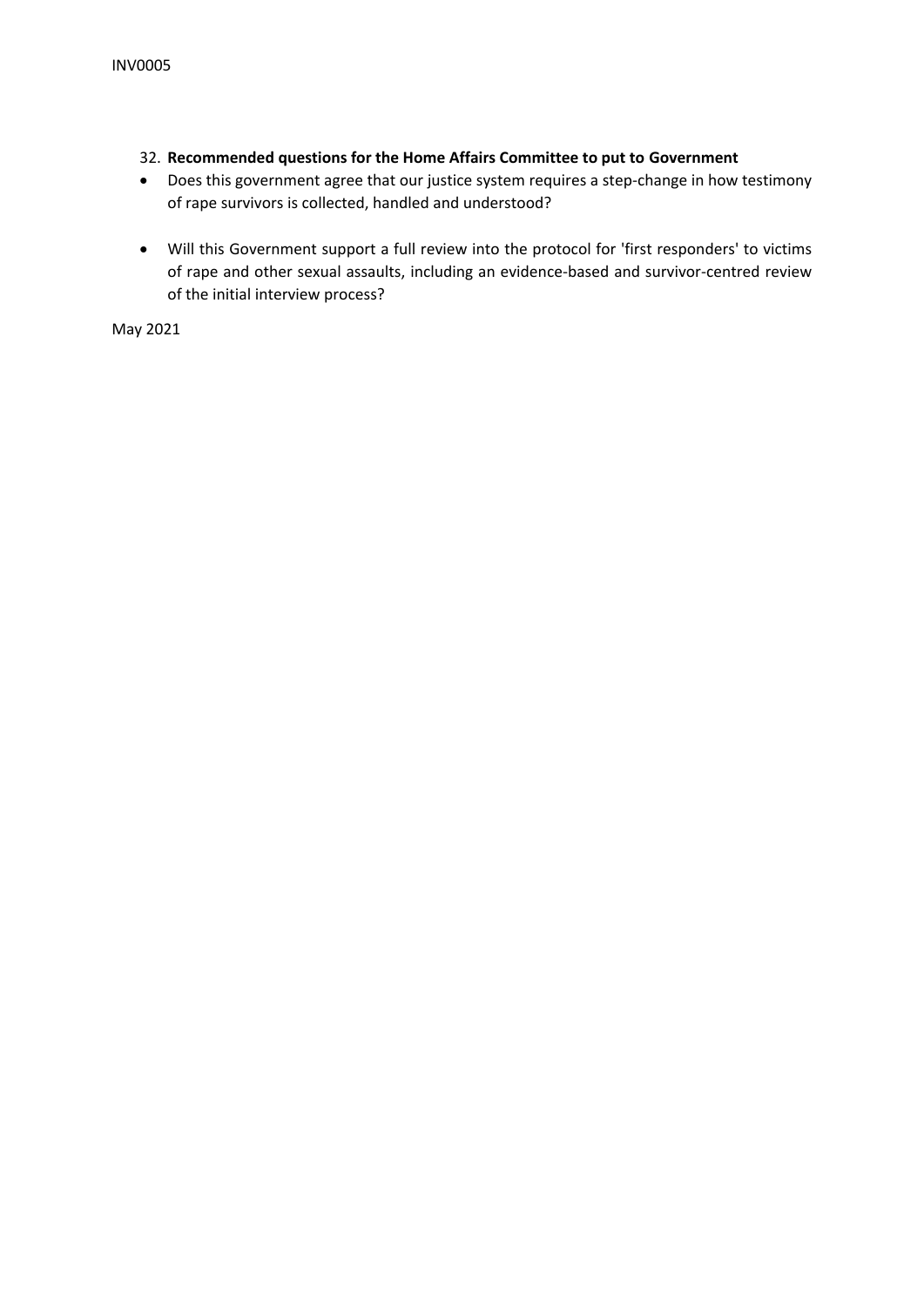32. **Recommended questions for the Home Affairs Committee to put to Government**

- Does this government agree that our justice system requires a step-change in how testimony of rape survivors is collected, handled and understood?

- Will this Government support a full review into the protocol for 'first responders' to victims of rape and other sexual assaults, including an evidence-based and survivor-centred review of the initial interview process?

May 2021